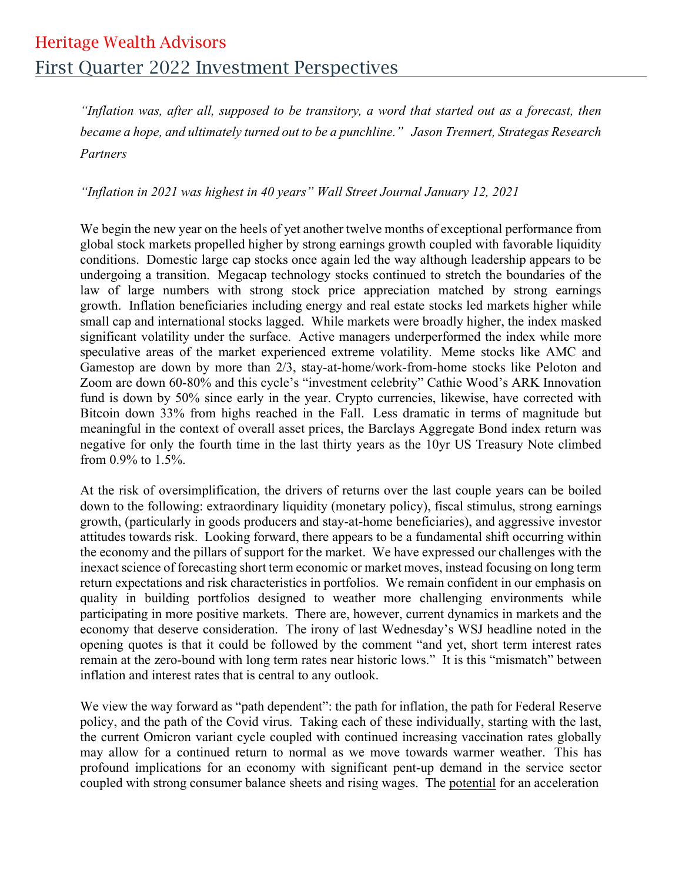# Heritage Wealth Advisors

## First Quarter 2022 Investment Perspectives

*"Inflation was, after all, supposed to be transitory, a word that started out as a forecast, then became a hope, and ultimately turned out to be a punchline." Jason Trennert, Strategas Research Partners*

*"Inflation in 2021 was highest in 40 years" Wall Street Journal January 12, 2021*

We begin the new year on the heels of yet another twelve months of exceptional performance from global stock markets propelled higher by strong earnings growth coupled with favorable liquidity conditions. Domestic large cap stocks once again led the way although leadership appears to be undergoing a transition. Megacap technology stocks continued to stretch the boundaries of the law of large numbers with strong stock price appreciation matched by strong earnings growth. Inflation beneficiaries including energy and real estate stocks led markets higher while small cap and international stocks lagged. While markets were broadly higher, the index masked significant volatility under the surface. Active managers underperformed the index while more speculative areas of the market experienced extreme volatility. Meme stocks like AMC and Gamestop are down by more than 2/3, stay-at-home/work-from-home stocks like Peloton and Zoom are down 60-80% and this cycle's "investment celebrity" Cathie Wood's ARK Innovation fund is down by 50% since early in the year. Crypto currencies, likewise, have corrected with Bitcoin down 33% from highs reached in the Fall. Less dramatic in terms of magnitude but meaningful in the context of overall asset prices, the Barclays Aggregate Bond index return was negative for only the fourth time in the last thirty years as the 10yr US Treasury Note climbed from 0.9% to 1.5%.

At the risk of oversimplification, the drivers of returns over the last couple years can be boiled down to the following: extraordinary liquidity (monetary policy), fiscal stimulus, strong earnings growth, (particularly in goods producers and stay-at-home beneficiaries), and aggressive investor attitudes towards risk. Looking forward, there appears to be a fundamental shift occurring within the economy and the pillars of support for the market. We have expressed our challenges with the inexact science of forecasting short term economic or market moves, instead focusing on long term return expectations and risk characteristics in portfolios. We remain confident in our emphasis on quality in building portfolios designed to weather more challenging environments while participating in more positive markets. There are, however, current dynamics in markets and the economy that deserve consideration. The irony of last Wednesday's WSJ headline noted in the opening quotes is that it could be followed by the comment "and yet, short term interest rates remain at the zero-bound with long term rates near historic lows." It is this "mismatch" between inflation and interest rates that is central to any outlook.

We view the way forward as "path dependent": the path for inflation, the path for Federal Reserve policy, and the path of the Covid virus. Taking each of these individually, starting with the last, the current Omicron variant cycle coupled with continued increasing vaccination rates globally may allow for a continued return to normal as we move towards warmer weather. This has profound implications for an economy with significant pent-up demand in the service sector coupled with strong consumer balance sheets and rising wages. The <u>potential</u> for an acceleration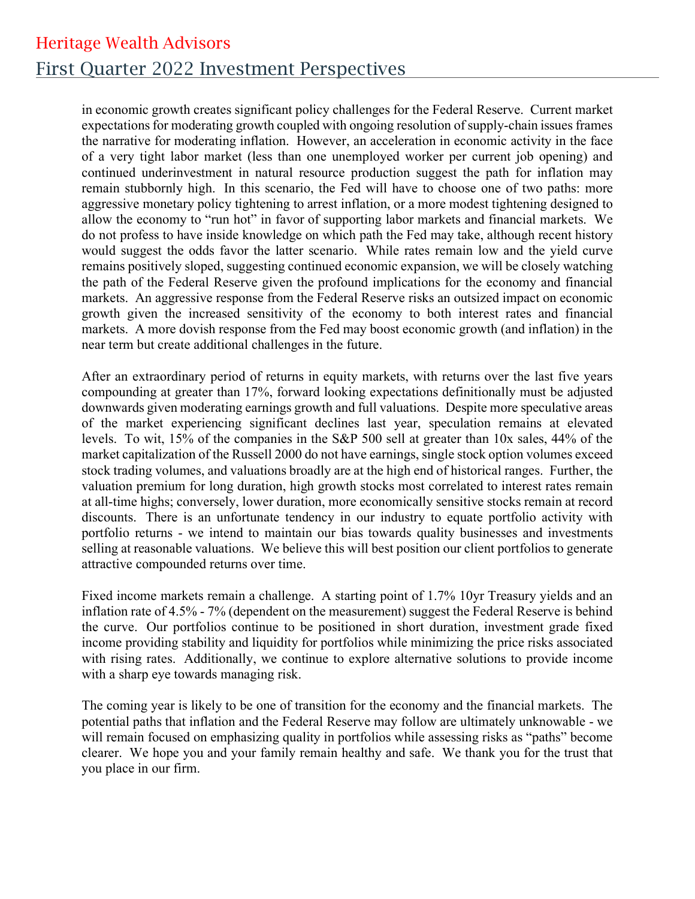in economic growth creates significant policy challenges for the Federal Reserve. Current market expectations for moderating growth coupled with ongoing resolution of supply-chain issues frames the narrative for moderating inflation. However, an acceleration in economic activity in the face of a very tight labor market (less than one unemployed worker per current job opening) and continued underinvestment in natural resource production suggest the path for inflation may remain stubbornly high. In this scenario, the Fed will have to choose one of two paths: more aggressive monetary policy tightening to arrest inflation, or a more modest tightening designed to allow the economy to "run hot" in favor of supporting labor markets and financial markets. We do not profess to have inside knowledge on which path the Fed may take, although recent history would suggest the odds favor the latter scenario. While rates remain low and the yield curve remains positively sloped, suggesting continued economic expansion, we will be closely watching the path of the Federal Reserve given the profound implications for the economy and financial markets. An aggressive response from the Federal Reserve risks an outsized impact on economic growth given the increased sensitivity of the economy to both interest rates and financial markets. A more dovish response from the Fed may boost economic growth (and inflation) in the near term but create additional challenges in the future.

After an extraordinary period of returns in equity markets, with returns over the last five years compounding at greater than 17%, forward looking expectations definitionally must be adjusted downwards given moderating earnings growth and full valuations. Despite more speculative areas of the market experiencing significant declines last year, speculation remains at elevated levels. To wit, 15% of the companies in the S&P 500 sell at greater than 10x sales, 44% of the market capitalization of the Russell 2000 do not have earnings, single stock option volumes exceed stock trading volumes, and valuations broadly are at the high end of historical ranges. Further, the valuation premium for long duration, high growth stocks most correlated to interest rates remain at all-time highs; conversely, lower duration, more economically sensitive stocks remain at record discounts. There is an unfortunate tendency in our industry to equate portfolio activity with portfolio returns - we intend to maintain our bias towards quality businesses and investments selling at reasonable valuations. We believe this will best position our client portfolios to generate attractive compounded returns over time.

Fixed income markets remain a challenge. A starting point of 1.7% 10yr Treasury yields and an inflation rate of 4.5% - 7% (dependent on the measurement) suggest the Federal Reserve is behind the curve. Our portfolios continue to be positioned in short duration, investment grade fixed income providing stability and liquidity for portfolios while minimizing the price risks associated with rising rates. Additionally, we continue to explore alternative solutions to provide income with a sharp eye towards managing risk.

The coming year is likely to be one of transition for the economy and the financial markets. The potential paths that inflation and the Federal Reserve may follow are ultimately unknowable - we will remain focused on emphasizing quality in portfolios while assessing risks as "paths" become clearer. We hope you and your family remain healthy and safe. We thank you for the trust that you place in our firm.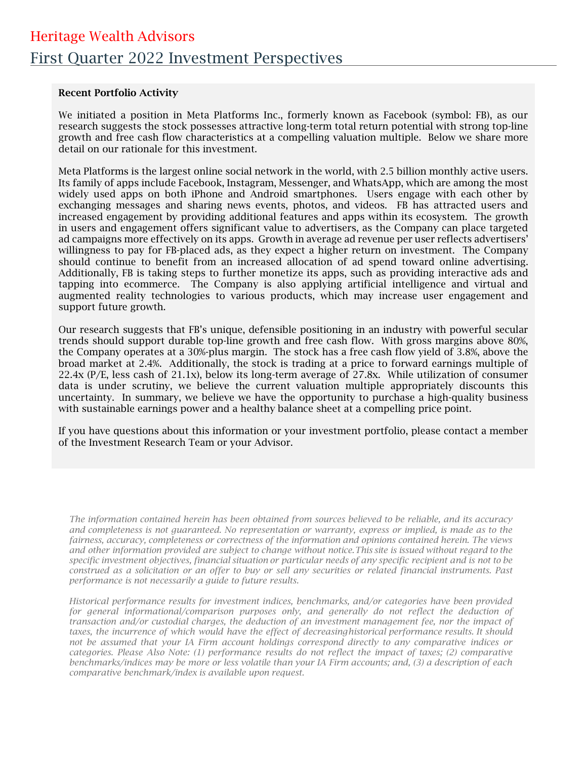# Heritage Wealth Advisors

## First Quarter 2022 Investment Perspectives

**Recent Portfolio Activity**

We initiated a position in Meta Platforms Inc., formerly known as Facebook (symbol: FB), as our research suggests the stock possesses attractive long-term total return potential with strong top-line growth and free cash flow characteristics at a compelling valuation multiple. Below we share more detail on our rationale for this investment.

Meta Platforms is the largest online social network in the world, with 2.5 billion monthly active users. Its family of apps include Facebook, Instagram, Messenger, and WhatsApp, which are among the most widely used apps on both iPhone and Android smartphones. Users engage with each other by exchanging messages and sharing news events, photos, and videos. FB has attracted users and increased engagement by providing additional features and apps within its ecosystem. The growth in users and engagement offers significant value to advertisers, as the Company can place targeted ad campaigns more effectively on its apps. Growth in average ad revenue per user reflects advertisers' willingness to pay for FB-placed ads, as they expect a higher return on investment. The Company should continue to benefit from an increased allocation of ad spend toward online advertising. Additionally, FB is taking steps to further monetize its apps, such as providing interactive ads and tapping into ecommerce. The Company is also applying artificial intelligence and virtual and augmented reality technologies to various products, which may increase user engagement and support future growth.

Our research suggests that FB's unique, defensible positioning in an industry with powerful secular trends should support durable top-line growth and free cash flow. With gross margins above 80%, the Company operates at a 30%-plus margin. The stock has a free cash flow yield of 3.8%, above the broad market at 2.4%. Additionally, the stock is trading at a price to forward earnings multiple of 22.4x (P/E, less cash of 21.1x), below its long-term average of 27.8x. While utilization of consumer data is under scrutiny, we believe the current valuation multiple appropriately discounts this uncertainty. In summary, we believe we have the opportunity to purchase a high-quality business with sustainable earnings power and a healthy balance sheet at a compelling price point.

If you have questions about this information or your investment portfolio, please contact a member of the Investment Research Team or your Advisor.

*The information contained herein has been obtained from sources believed to be reliable, and its accuracy and completeness is not guaranteed. No representation or warranty, express or implied, is made as to the fairness, accuracy, completeness or correctness of the information and opinions contained herein. The views and other information provided are subject to change without notice. This site is issued without regard to the specific investment objectives, financial situation or particular needs of any specific recipient and is not to be construed as a solicitation or an offer to buy or sell any securities or related financial instruments. Past performance is not necessarily a guide to future results.*

*Historical performance results for investment indices, benchmarks, and/or categories have been provided for general informational/comparison purposes only, and generally do not reflect the deduction of transaction and/or custodial charges, the deduction of an investment management fee, nor the impact of taxes, the incurrence of which would have the effect of decreasing historical performance results. It should not be assumed that your IA Firm account holdings correspond directly to any comparative indices or categories. Please Also Note: (1) performance results do not reflect the impact of taxes; (2) comparative benchmarks/indices may be more or less volatile than your IA Firm accounts; and, (3) a description of each comparative benchmark/index is available upon request.*